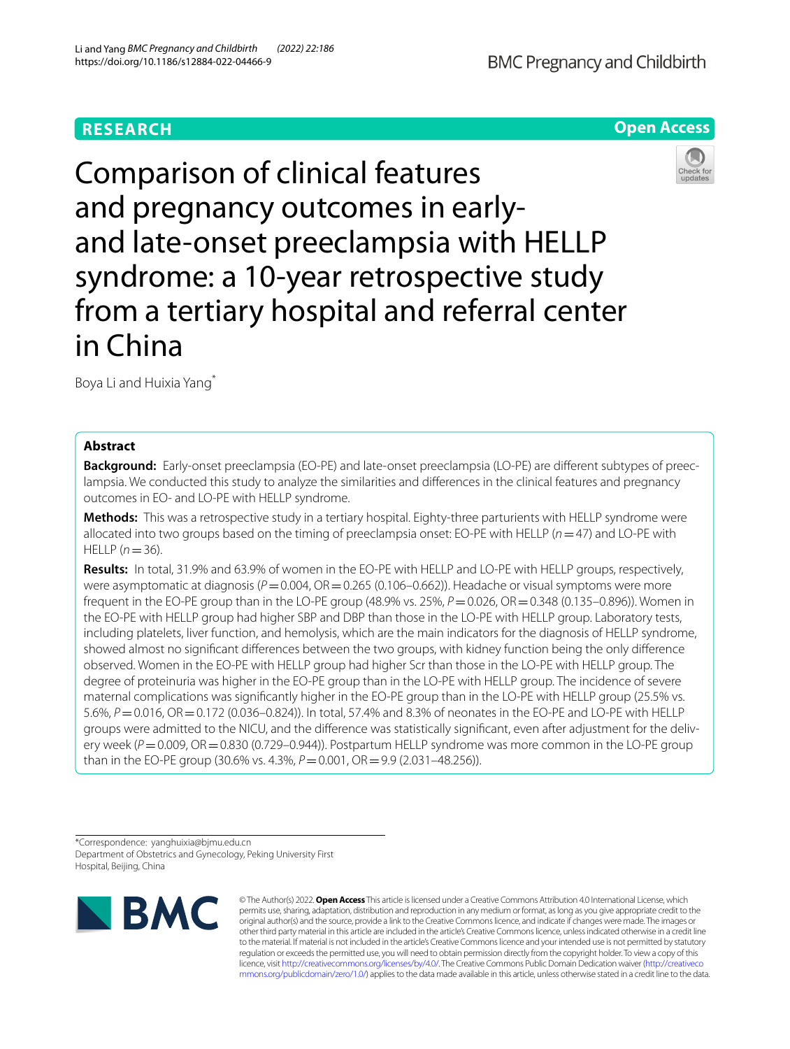**RESEARCH** **Open Access**

# Comparison of clinical features and pregnancy outcomes in early- and late-onset preeclampsia with HELLP syndrome: a 10-year retrospective study from a tertiary hospital and referral center in China

Boya Li and Huixia Yang*

## Abstract

**Background:** Early-onset preeclampsia (EO-PE) and late-onset preeclampsia (LO-PE) are different subtypes of preeclampsia. We conducted this study to analyze the similarities and differences in the clinical features and pregnancy outcomes in EO- and LO-PE with HELLP syndrome.

**Methods:** This was a retrospective study in a tertiary hospital. Eighty-three parturients with HELLP syndrome were allocated into two groups based on the timing of preeclampsia onset: EO-PE with HELLP ($n = 47$) and LO-PE with HELLP ($n = 36$).

**Results:** In total, 31.9% and 63.9% of women in the EO-PE with HELLP and LO-PE with HELLP groups, respectively, were asymptomatic at diagnosis ($P = 0.004$, OR = 0.265 (0.106–0.662)). Headache or visual symptoms were more frequent in the EO-PE group than in the LO-PE group (48.9% vs. 25%, $P = 0.026$, OR = 0.348 (0.135–0.896)). Women in the EO-PE with HELLP group had higher SBP and DBP than those in the LO-PE with HELLP group. Laboratory tests, including platelets, liver function, and hemolysis, which are the main indicators for the diagnosis of HELLP syndrome, showed almost no significant differences between the two groups, with kidney function being the only difference observed. Women in the EO-PE with HELLP group had higher Scr than those in the LO-PE with HELLP group. The degree of proteinuria was higher in the EO-PE group than in the LO-PE with HELLP group. The incidence of severe maternal complications was significantly higher in the EO-PE group than in the LO-PE with HELLP group (25.5% vs. 5.6%, $P = 0.016$, OR = 0.172 (0.036–0.824)). In total, 57.4% and 8.3% of neonates in the EO-PE and LO-PE with HELLP groups were admitted to the NICU, and the difference was statistically significant, even after adjustment for the delivery week ($P = 0.009$, OR = 0.830 (0.729–0.944)). Postpartum HELLP syndrome was more common in the LO-PE group than in the EO-PE group (30.6% vs. 4.3%, $P = 0.001$, OR = 9.9 (2.031–48.256)).

*Correspondence: yanghuixia@bjmu.edu.cn
Department of Obstetrics and Gynecology, Peking University First Hospital, Beijing, China

© The Author(s) 2022. **Open Access** This article is licensed under a Creative Commons Attribution 4.0 International License, which permits use, sharing, adaptation, distribution and reproduction in any medium or format, as long as you give appropriate credit to the original author(s) and the source, provide a link to the Creative Commons licence, and indicate if changes were made. The images or other third party material in this article are included in the article's Creative Commons licence, unless indicated otherwise in a credit line to the material. If material is not included in the article's Creative Commons licence and your intended use is not permitted by statutory regulation or exceeds the permitted use, you will need to obtain permission directly from the copyright holder. To view a copy of this licence, visit http://creativecommons.org/licenses/by/4.0/. The Creative Commons Public Domain Dedication waiver (http://creativecommons.org/publicdomain/zero/1.0/) applies to the data made available in this article, unless otherwise stated in a credit line to the data.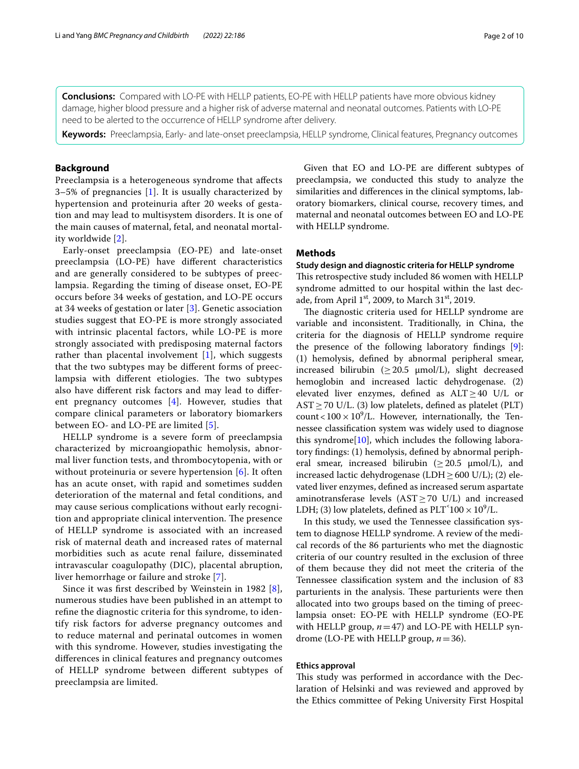**Conclusions:** Compared with LO-PE with HELLP patients, EO-PE with HELLP patients have more obvious kidney damage, higher blood pressure and a higher risk of adverse maternal and neonatal outcomes. Patients with LO-PE need to be alerted to the occurrence of HELLP syndrome after delivery.

**Keywords:** Preeclampsia, Early- and late-onset preeclampsia, HELLP syndrome, Clinical features, Pregnancy outcomes

## Background

Preeclampsia is a heterogeneous syndrome that affects 3–5% of pregnancies [1]. It is usually characterized by hypertension and proteinuria after 20 weeks of gestation and may lead to multisystem disorders. It is one of the main causes of maternal, fetal, and neonatal mortality worldwide [2].

Early-onset preeclampsia (EO-PE) and late-onset preeclampsia (LO-PE) have different characteristics and are generally considered to be subtypes of preeclampsia. Regarding the timing of disease onset, EO-PE occurs before 34 weeks of gestation, and LO-PE occurs at 34 weeks of gestation or later [3]. Genetic association studies suggest that EO-PE is more strongly associated with intrinsic placental factors, while LO-PE is more strongly associated with predisposing maternal factors rather than placental involvement [1], which suggests that the two subtypes may be different forms of preeclampsia with different etiologies. The two subtypes also have different risk factors and may lead to different pregnancy outcomes [4]. However, studies that compare clinical parameters or laboratory biomarkers between EO- and LO-PE are limited [5].

HELLP syndrome is a severe form of preeclampsia characterized by microangiopathic hemolysis, abnormal liver function tests, and thrombocytopenia, with or without proteinuria or severe hypertension [6]. It often has an acute onset, with rapid and sometimes sudden deterioration of the maternal and fetal conditions, and may cause serious complications without early recognition and appropriate clinical intervention. The presence of HELLP syndrome is associated with an increased risk of maternal death and increased rates of maternal morbidities such as acute renal failure, disseminated intravascular coagulopathy (DIC), placental abruption, liver hemorrhage or failure and stroke [7].

Since it was first described by Weinstein in 1982 [8], numerous studies have been published in an attempt to refine the diagnostic criteria for this syndrome, to identify risk factors for adverse pregnancy outcomes and to reduce maternal and perinatal outcomes in women with this syndrome. However, studies investigating the differences in clinical features and pregnancy outcomes of HELLP syndrome between different subtypes of preeclampsia are limited.

Given that EO and LO-PE are different subtypes of preeclampsia, we conducted this study to analyze the similarities and differences in the clinical symptoms, laboratory biomarkers, clinical course, recovery times, and maternal and neonatal outcomes between EO and LO-PE with HELLP syndrome.

## Methods

### Study design and diagnostic criteria for HELLP syndrome

This retrospective study included 86 women with HELLP syndrome admitted to our hospital within the last decade, from April 1st, 2009, to March 31st, 2019.

The diagnostic criteria used for HELLP syndrome are variable and inconsistent. Traditionally, in China, the criteria for the diagnosis of HELLP syndrome require the presence of the following laboratory findings [9]: (1) hemolysis, defined by abnormal peripheral smear, increased bilirubin ($\geq$20.5 μmol/L), slight decreased hemoglobin and increased lactic dehydrogenase. (2) elevated liver enzymes, defined as ALT $\geq$ 40 U/L or AST $\geq$ 70 U/L. (3) low platelets, defined as platelet (PLT) count $<100 \times 10^9$/L. However, internationally, the Tennessee classification system was widely used to diagnose this syndrome[10], which includes the following laboratory findings: (1) hemolysis, defined by abnormal peripheral smear, increased bilirubin ($\geq$20.5 μmol/L), and increased lactic dehydrogenase (LDH $\geq$ 600 U/L); (2) elevated liver enzymes, defined as increased serum aspartate aminotransferase levels (AST $\geq$ 70 U/L) and increased LDH; (3) low platelets, defined as PLT $<100 \times 10^9$/L.

In this study, we used the Tennessee classification system to diagnose HELLP syndrome. A review of the medical records of the 86 parturients who met the diagnostic criteria of our country resulted in the exclusion of three of them because they did not meet the criteria of the Tennessee classification system and the inclusion of 83 parturients in the analysis. These parturients were then allocated into two groups based on the timing of preeclampsia onset: EO-PE with HELLP syndrome (EO-PE with HELLP group, $n = 47$) and LO-PE with HELLP syndrome (LO-PE with HELLP group, $n = 36$).

### Ethics approval

This study was performed in accordance with the Declaration of Helsinki and was reviewed and approved by the Ethics committee of Peking University First Hospital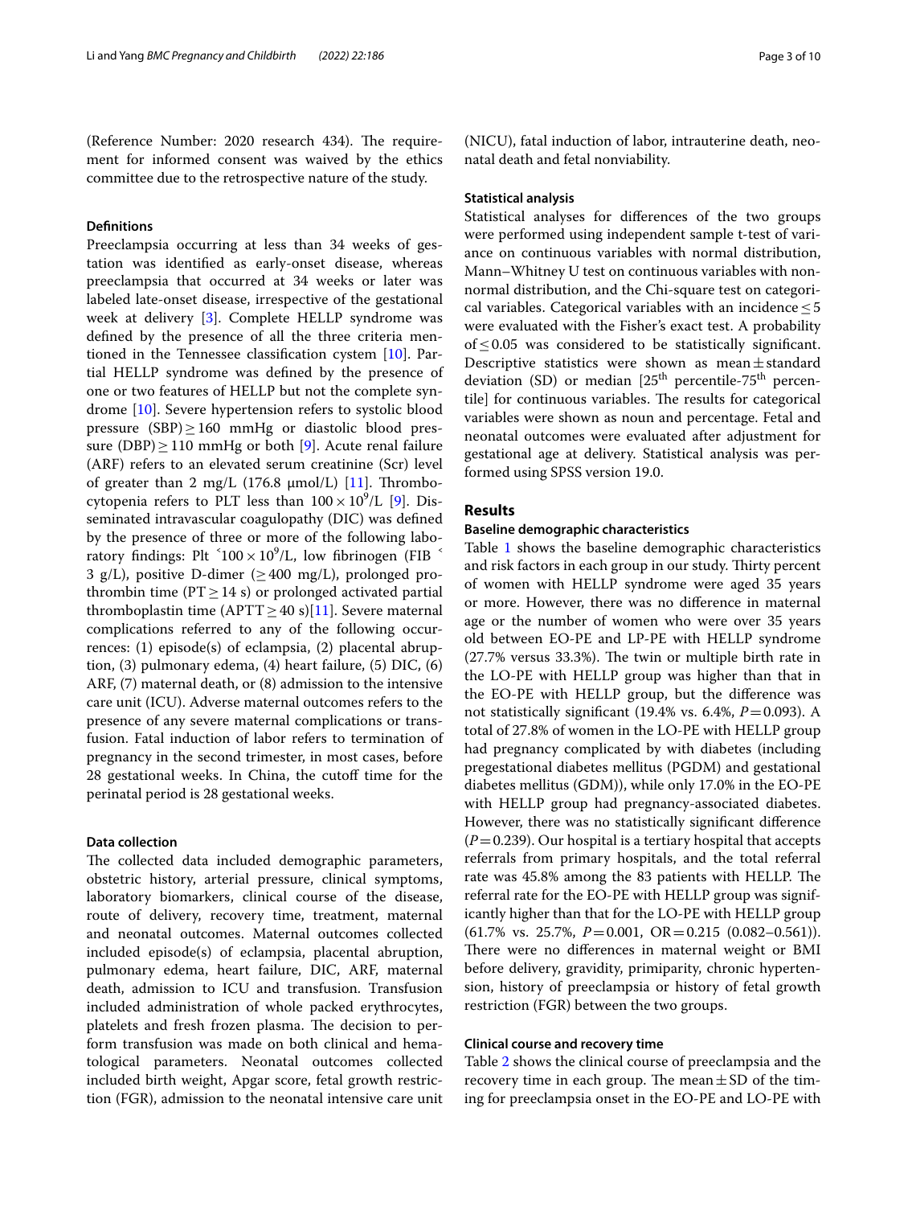(Reference Number: 2020 research 434). The requirement for informed consent was waived by the ethics committee due to the retrospective nature of the study.

### Definitions

Preeclampsia occurring at less than 34 weeks of gestation was identified as early-onset disease, whereas preeclampsia that occurred at 34 weeks or later was labeled late-onset disease, irrespective of the gestational week at delivery [3]. Complete HELLP syndrome was defined by the presence of all the three criteria mentioned in the Tennessee classification cystem [10]. Partial HELLP syndrome was defined by the presence of one or two features of HELLP but not the complete syndrome [10]. Severe hypertension refers to systolic blood pressure (SBP) $\geq 160$ mmHg or diastolic blood pressure (DBP) $\geq 110$ mmHg or both [9]. Acute renal failure (ARF) refers to an elevated serum creatinine (Scr) level of greater than 2 mg/L (176.8 μmol/L) [11]. Thrombocytopenia refers to PLT less than $100 \times 10^9$/L [9]. Disseminated intravascular coagulopathy (DIC) was defined by the presence of three or more of the following laboratory findings: Plt $< 100 \times 10^9$/L, low fibrinogen (FIB $<$ 3 g/L), positive D-dimer ($\geq 400$ mg/L), prolonged prothrombin time (PT $\geq 14$ s) or prolonged activated partial thromboplastin time (APTT $\geq 40$ s)[11]. Severe maternal complications referred to any of the following occurrences: (1) episode(s) of eclampsia, (2) placental abruption, (3) pulmonary edema, (4) heart failure, (5) DIC, (6) ARF, (7) maternal death, or (8) admission to the intensive care unit (ICU). Adverse maternal outcomes refers to the presence of any severe maternal complications or transfusion. Fatal induction of labor refers to termination of pregnancy in the second trimester, in most cases, before 28 gestational weeks. In China, the cutoff time for the perinatal period is 28 gestational weeks.

### Data collection

The collected data included demographic parameters, obstetric history, arterial pressure, clinical symptoms, laboratory biomarkers, clinical course of the disease, route of delivery, recovery time, treatment, maternal and neonatal outcomes. Maternal outcomes collected included episode(s) of eclampsia, placental abruption, pulmonary edema, heart failure, DIC, ARF, maternal death, admission to ICU and transfusion. Transfusion included administration of whole packed erythrocytes, platelets and fresh frozen plasma. The decision to perform transfusion was made on both clinical and hematological parameters. Neonatal outcomes collected included birth weight, Apgar score, fetal growth restriction (FGR), admission to the neonatal intensive care unit (NICU), fatal induction of labor, intrauterine death, neonatal death and fetal nonviability.

### Statistical analysis

Statistical analyses for differences of the two groups were performed using independent sample t-test of variance on continuous variables with normal distribution, Mann–Whitney U test on continuous variables with non-normal distribution, and the Chi-square test on categorical variables. Categorical variables with an incidence $\leq 5$ were evaluated with the Fisher's exact test. A probability of $\leq 0.05$ was considered to be statistically significant. Descriptive statistics were shown as mean ± standard deviation (SD) or median [25th percentile-75th percentile] for continuous variables. The results for categorical variables were shown as noun and percentage. Fetal and neonatal outcomes were evaluated after adjustment for gestational age at delivery. Statistical analysis was performed using SPSS version 19.0.

## Results

### Baseline demographic characteristics

Table 1 shows the baseline demographic characteristics and risk factors in each group in our study. Thirty percent of women with HELLP syndrome were aged 35 years or more. However, there was no difference in maternal age or the number of women who were over 35 years old between EO-PE and LP-PE with HELLP syndrome (27.7% versus 33.3%). The twin or multiple birth rate in the LO-PE with HELLP group was higher than that in the EO-PE with HELLP group, but the difference was not statistically significant (19.4% vs. 6.4%, $P = 0.093$). A total of 27.8% of women in the LO-PE with HELLP group had pregnancy complicated by with diabetes (including pregestational diabetes mellitus (PGDM) and gestational diabetes mellitus (GDM)), while only 17.0% in the EO-PE with HELLP group had pregnancy-associated diabetes. However, there was no statistically significant difference ($P = 0.239$). Our hospital is a tertiary hospital that accepts referrals from primary hospitals, and the total referral rate was 45.8% among the 83 patients with HELLP. The referral rate for the EO-PE with HELLP group was significantly higher than that for the LO-PE with HELLP group (61.7% vs. 25.7%, $P = 0.001$, OR = 0.215 (0.082–0.561)). There were no differences in maternal weight or BMI before delivery, gravidity, primiparity, chronic hypertension, history of preeclampsia or history of fetal growth restriction (FGR) between the two groups.

### Clinical course and recovery time

Table 2 shows the clinical course of preeclampsia and the recovery time in each group. The mean ± SD of the timing for preeclampsia onset in the EO-PE and LO-PE with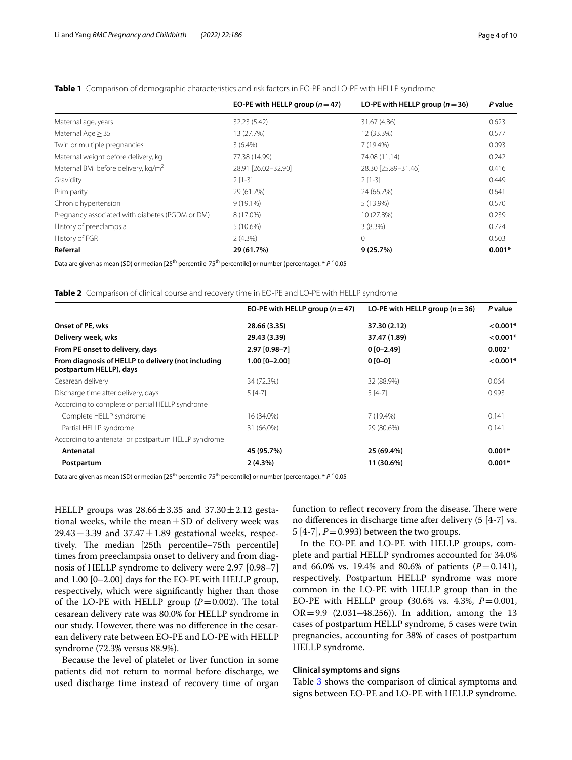**Table 1** Comparison of demographic characteristics and risk factors in EO-PE and LO-PE with HELLP syndrome

| | EO-PE with HELLP group ($n=47$) | LO-PE with HELLP group ($n=36$) | *P* value |
|---|---|---|---|
| Maternal age, years | 32.23 (5.42) | 31.67 (4.86) | 0.623 |
| Maternal Age ≥ 35 | 13 (27.7%) | 12 (33.3%) | 0.577 |
| Twin or multiple pregnancies | 3 (6.4%) | 7 (19.4%) | 0.093 |
| Maternal weight before delivery, kg | 77.38 (14.99) | 74.08 (11.14) | 0.242 |
| Maternal BMI before delivery, kg/m$^2$ | 28.91 [26.02–32.90] | 28.30 [25.89–31.46] | 0.416 |
| Gravidity | 2 [1-3] | 2 [1-3] | 0.449 |
| Primiparity | 29 (61.7%) | 24 (66.7%) | 0.641 |
| Chronic hypertension | 9 (19.1%) | 5 (13.9%) | 0.570 |
| Pregnancy associated with diabetes (PGDM or DM) | 8 (17.0%) | 10 (27.8%) | 0.239 |
| History of preeclampsia | 5 (10.6%) | 3 (8.3%) | 0.724 |
| History of FGR | 2 (4.3%) | 0 | 0.503 |
| **Referral** | **29 (61.7%)** | **9 (25.7%)** | **0.001*** |

Data are given as mean (SD) or median [25th percentile-75th percentile] or number (percentage). * $P < 0.05$

**Table 2** Comparison of clinical course and recovery time in EO-PE and LO-PE with HELLP syndrome

| | EO-PE with HELLP group ($n=47$) | LO-PE with HELLP group ($n=36$) | *P* value |
|---|---|---|---|
| **Onset of PE, wks** | **28.66 (3.35)** | **37.30 (2.12)** | **< 0.001*** |
| **Delivery week, wks** | **29.43 (3.39)** | **37.47 (1.89)** | **< 0.001*** |
| **From PE onset to delivery, days** | **2.97 [0.98–7]** | **0 [0–2.49]** | **0.002*** |
| **From diagnosis of HELLP to delivery (not including postpartum HELLP), days** | **1.00 [0–2.00]** | **0 [0–0]** | **< 0.001*** |
| Cesarean delivery | 34 (72.3%) | 32 (88.9%) | 0.064 |
| Discharge time after delivery, days | 5 [4-7] | 5 [4-7] | 0.993 |
| According to complete or partial HELLP syndrome | | | |
| Complete HELLP syndrome | 16 (34.0%) | 7 (19.4%) | 0.141 |
| Partial HELLP syndrome | 31 (66.0%) | 29 (80.6%) | 0.141 |
| According to antenatal or postpartum HELLP syndrome | | | |
| **Antenatal** | **45 (95.7%)** | **25 (69.4%)** | **0.001*** |
| **Postpartum** | **2 (4.3%)** | **11 (30.6%)** | **0.001*** |

Data are given as mean (SD) or median [25th percentile-75th percentile] or number (percentage). * $P < 0.05$

HELLP groups was $28.66 \pm 3.35$ and $37.30 \pm 2.12$ gestational weeks, while the mean ± SD of delivery week was $29.43 \pm 3.39$ and $37.47 \pm 1.89$ gestational weeks, respectively. The median [25th percentile–75th percentile] times from preeclampsia onset to delivery and from diagnosis of HELLP syndrome to delivery were 2.97 [0.98–7] and 1.00 [0–2.00] days for the EO-PE with HELLP group, respectively, which were significantly higher than those of the LO-PE with HELLP group ($P=0.002$). The total cesarean delivery rate was 80.0% for HELLP syndrome in our study. However, there was no difference in the cesarean delivery rate between EO-PE and LO-PE with HELLP syndrome (72.3% versus 88.9%).

Because the level of platelet or liver function in some patients did not return to normal before discharge, we used discharge time instead of recovery time of organ function to reflect recovery from the disease. There were no differences in discharge time after delivery (5 [4-7] vs. 5 [4-7], $P=0.993$) between the two groups.

In the EO-PE and LO-PE with HELLP groups, complete and partial HELLP syndromes accounted for 34.0% and 66.0% vs. 19.4% and 80.6% of patients ($P=0.141$), respectively. Postpartum HELLP syndrome was more common in the LO-PE with HELLP group than in the EO-PE with HELLP group (30.6% vs. 4.3%, $P=0.001$, OR = 9.9 (2.031–48.256)). In addition, among the 13 cases of postpartum HELLP syndrome, 5 cases were twin pregnancies, accounting for 38% of cases of postpartum HELLP syndrome.

### Clinical symptoms and signs

Table 3 shows the comparison of clinical symptoms and signs between EO-PE and LO-PE with HELLP syndrome.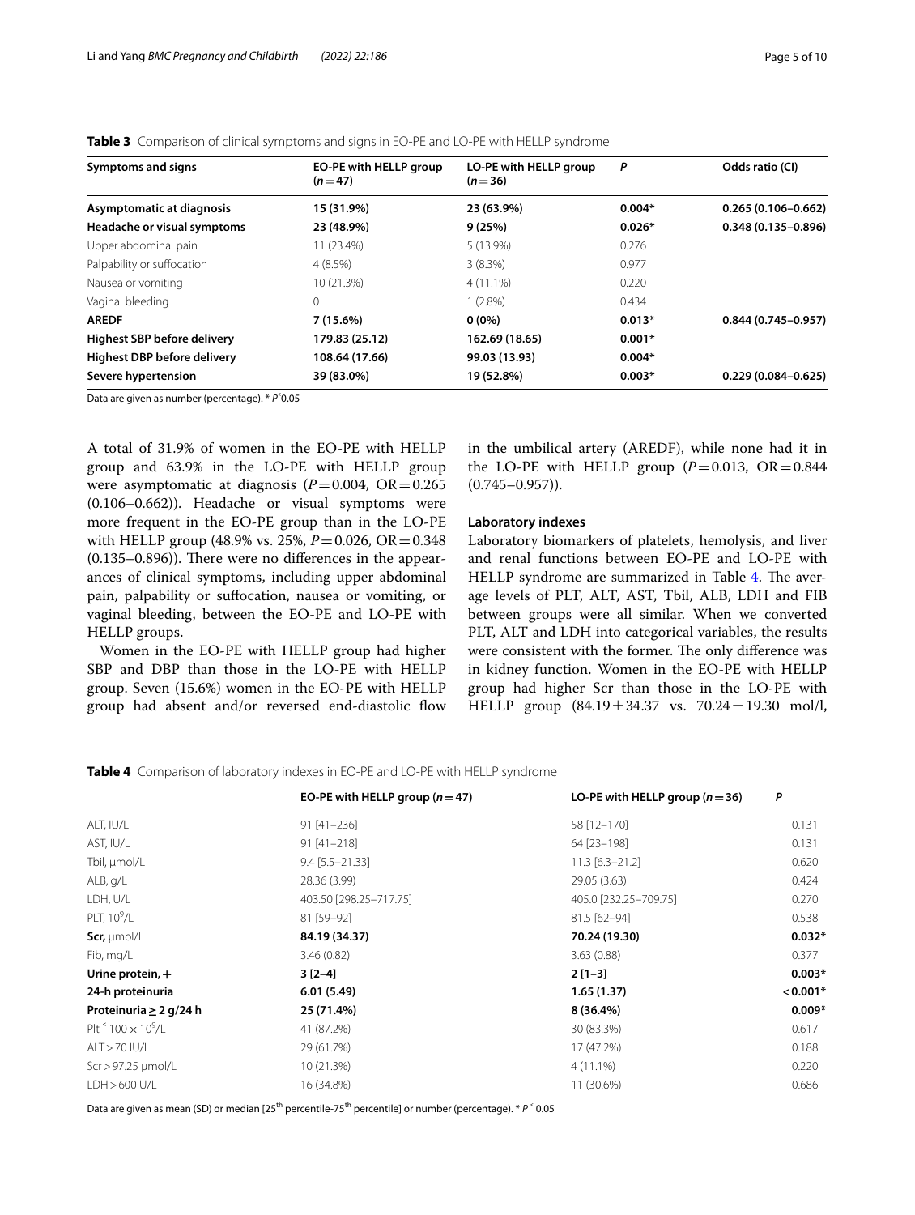**Table 3** Comparison of clinical symptoms and signs in EO-PE and LO-PE with HELLP syndrome

| Symptoms and signs | EO-PE with HELLP group (n = 47) | LO-PE with HELLP group (n = 36) | P | Odds ratio (CI) |
|---|---|---|---|---|
| **Asymptomatic at diagnosis** | **15 (31.9%)** | **23 (63.9%)** | **0.004*** | **0.265 (0.106–0.662)** |
| **Headache or visual symptoms** | **23 (48.9%)** | **9 (25%)** | **0.026*** | **0.348 (0.135–0.896)** |
| Upper abdominal pain | 11 (23.4%) | 5 (13.9%) | 0.276 | |
| Palpability or suffocation | 4 (8.5%) | 3 (8.3%) | 0.977 | |
| Nausea or vomiting | 10 (21.3%) | 4 (11.1%) | 0.220 | |
| Vaginal bleeding | 0 | 1 (2.8%) | 0.434 | |
| **AREDF** | **7 (15.6%)** | **0 (0%)** | **0.013*** | **0.844 (0.745–0.957)** |
| **Highest SBP before delivery** | **179.83 (25.12)** | **162.69 (18.65)** | **0.001*** | |
| **Highest DBP before delivery** | **108.64 (17.66)** | **99.03 (13.93)** | **0.004*** | |
| **Severe hypertension** | **39 (83.0%)** | **19 (52.8%)** | **0.003*** | **0.229 (0.084–0.625)** |

Data are given as number (percentage). * $P < 0.05$

A total of 31.9% of women in the EO-PE with HELLP group and 63.9% in the LO-PE with HELLP group were asymptomatic at diagnosis ($P = 0.004$, OR = 0.265 (0.106–0.662)). Headache or visual symptoms were more frequent in the EO-PE group than in the LO-PE with HELLP group (48.9% vs. 25%, $P = 0.026$, OR = 0.348 (0.135–0.896)). There were no differences in the appearances of clinical symptoms, including upper abdominal pain, palpability or suffocation, nausea or vomiting, or vaginal bleeding, between the EO-PE and LO-PE with HELLP groups.

Women in the EO-PE with HELLP group had higher SBP and DBP than those in the LO-PE with HELLP group. Seven (15.6%) women in the EO-PE with HELLP group had absent and/or reversed end-diastolic flow in the umbilical artery (AREDF), while none had it in the LO-PE with HELLP group ($P = 0.013$, OR = 0.844 (0.745–0.957)).

### Laboratory indexes

Laboratory biomarkers of platelets, hemolysis, and liver and renal functions between EO-PE and LO-PE with HELLP syndrome are summarized in Table 4. The average levels of PLT, ALT, AST, Tbil, ALB, LDH and FIB between groups were all similar. When we converted PLT, ALT and LDH into categorical variables, the results were consistent with the former. The only difference was in kidney function. Women in the EO-PE with HELLP group had higher Scr than those in the LO-PE with HELLP group (84.19 ± 34.37 vs. 70.24 ± 19.30 mol/l,

**Table 4** Comparison of laboratory indexes in EO-PE and LO-PE with HELLP syndrome

| | EO-PE with HELLP group (n = 47) | LO-PE with HELLP group (n = 36) | P |
|---|---|---|---|
| ALT, IU/L | 91 [41–236] | 58 [12–170] | 0.131 |
| AST, IU/L | 91 [41–218] | 64 [23–198] | 0.131 |
| Tbil, μmol/L | 9.4 [5.5–21.33] | 11.3 [6.3–21.2] | 0.620 |
| ALB, g/L | 28.36 (3.99) | 29.05 (3.63) | 0.424 |
| LDH, U/L | 403.50 [298.25–717.75] | 405.0 [232.25–709.75] | 0.270 |
| PLT, $10^9$/L | 81 [59–92] | 81.5 [62–94] | 0.538 |
| **Scr,** μmol/L | **84.19 (34.37)** | **70.24 (19.30)** | **0.032*** |
| Fib, mg/L | 3.46 (0.82) | 3.63 (0.88) | 0.377 |
| **Urine protein, +** | **3 [2–4]** | **2 [1–3]** | **0.003*** |
| **24-h proteinuria** | **6.01 (5.49)** | **1.65 (1.37)** | **< 0.001*** |
| **Proteinuria ≥ 2 g/24 h** | **25 (71.4%)** | **8 (36.4%)** | **0.009*** |
| Plt < $100 \times 10^9$/L | 41 (87.2%) | 30 (83.3%) | 0.617 |
| ALT > 70 IU/L | 29 (61.7%) | 17 (47.2%) | 0.188 |
| Scr > 97.25 μmol/L | 10 (21.3%) | 4 (11.1%) | 0.220 |
| LDH > 600 U/L | 16 (34.8%) | 11 (30.6%) | 0.686 |

Data are given as mean (SD) or median [25th percentile-75th percentile] or number (percentage). * $P < 0.05$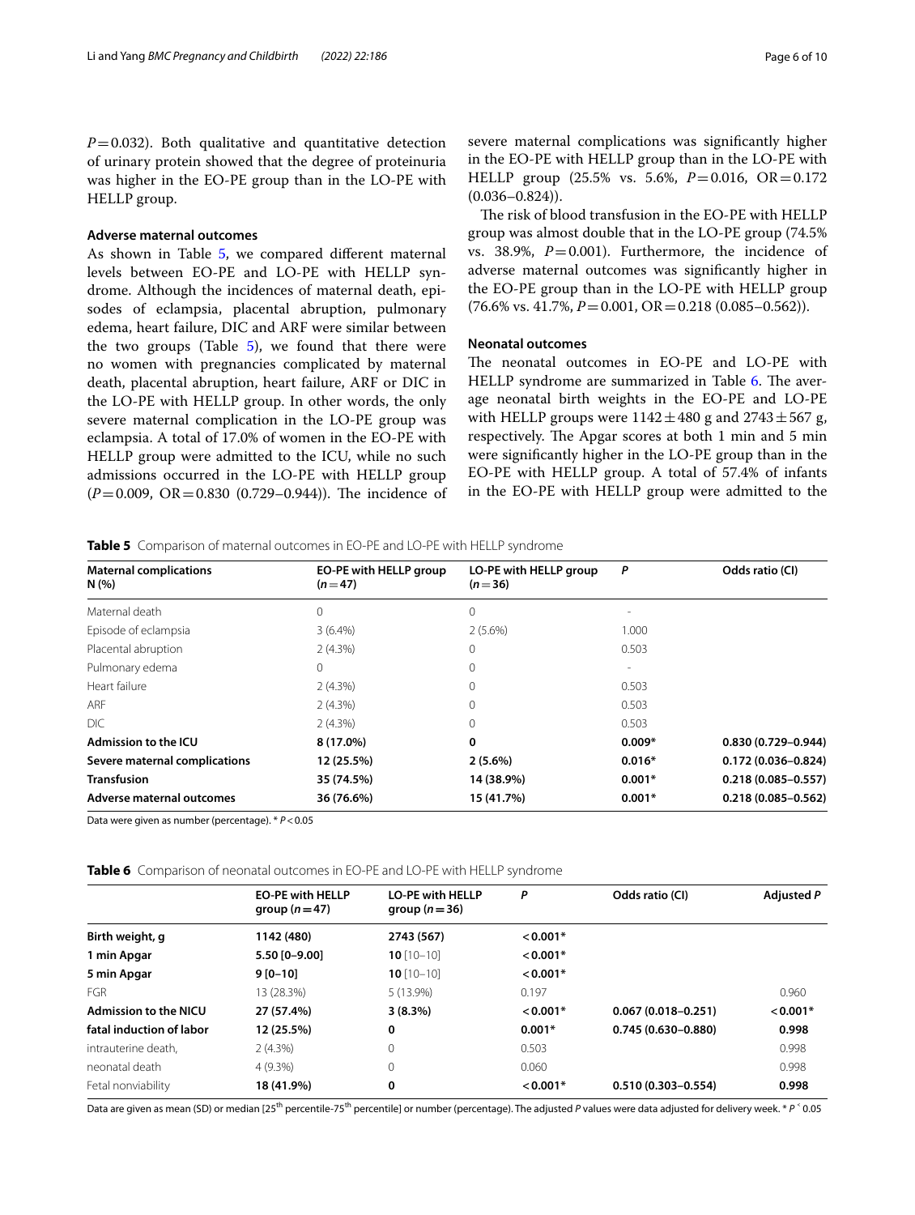$P = 0.032$). Both qualitative and quantitative detection of urinary protein showed that the degree of proteinuria was higher in the EO-PE group than in the LO-PE with HELLP group.

### Adverse maternal outcomes

As shown in Table 5, we compared different maternal levels between EO-PE and LO-PE with HELLP syndrome. Although the incidences of maternal death, episodes of eclampsia, placental abruption, pulmonary edema, heart failure, DIC and ARF were similar between the two groups (Table 5), we found that there were no women with pregnancies complicated by maternal death, placental abruption, heart failure, ARF or DIC in the LO-PE with HELLP group. In other words, the only severe maternal complication in the LO-PE group was eclampsia. A total of 17.0% of women in the EO-PE with HELLP group were admitted to the ICU, while no such admissions occurred in the LO-PE with HELLP group ($P = 0.009$, OR = 0.830 (0.729–0.944)). The incidence of severe maternal complications was significantly higher in the EO-PE with HELLP group than in the LO-PE with HELLP group (25.5% vs. 5.6%, $P = 0.016$, OR = 0.172 (0.036–0.824)).

The risk of blood transfusion in the EO-PE with HELLP group was almost double that in the LO-PE group (74.5% vs. 38.9%, $P = 0.001$). Furthermore, the incidence of adverse maternal outcomes was significantly higher in the EO-PE group than in the LO-PE with HELLP group (76.6% vs. 41.7%, $P = 0.001$, OR = 0.218 (0.085–0.562)).

### Neonatal outcomes

The neonatal outcomes in EO-PE and LO-PE with HELLP syndrome are summarized in Table 6. The average neonatal birth weights in the EO-PE and LO-PE with HELLP groups were $1142 \pm 480$ g and $2743 \pm 567$ g, respectively. The Apgar scores at both 1 min and 5 min were significantly higher in the LO-PE group than in the EO-PE with HELLP group. A total of 57.4% of infants in the EO-PE with HELLP group were admitted to the

**Table 5** Comparison of maternal outcomes in EO-PE and LO-PE with HELLP syndrome

| Maternal complications N (%) | EO-PE with HELLP group (n = 47) | LO-PE with HELLP group (n = 36) | P | Odds ratio (CI) |
|---|---|---|---|---|
| Maternal death | 0 | 0 | – | |
| Episode of eclampsia | 3 (6.4%) | 2 (5.6%) | 1.000 | |
| Placental abruption | 2 (4.3%) | 0 | 0.503 | |
| Pulmonary edema | 0 | 0 | – | |
| Heart failure | 2 (4.3%) | 0 | 0.503 | |
| ARF | 2 (4.3%) | 0 | 0.503 | |
| DIC | 2 (4.3%) | 0 | 0.503 | |
| **Admission to the ICU** | **8 (17.0%)** | **0** | **0.009*** | **0.830 (0.729–0.944)** |
| **Severe maternal complications** | **12 (25.5%)** | **2 (5.6%)** | **0.016*** | **0.172 (0.036–0.824)** |
| **Transfusion** | **35 (74.5%)** | **14 (38.9%)** | **0.001*** | **0.218 (0.085–0.557)** |
| **Adverse maternal outcomes** | **36 (76.6%)** | **15 (41.7%)** | **0.001*** | **0.218 (0.085–0.562)** |

Data were given as number (percentage). * $P < 0.05$

**Table 6** Comparison of neonatal outcomes in EO-PE and LO-PE with HELLP syndrome

| | EO-PE with HELLP group (n = 47) | LO-PE with HELLP group (n = 36) | P | Odds ratio (CI) | Adjusted P |
|---|---|---|---|---|---|
| **Birth weight, g** | **1142 (480)** | **2743 (567)** | **< 0.001*** | | |
| **1 min Apgar** | **5.50 [0–9.00]** | **10** [10–10] | **< 0.001*** | | |
| **5 min Apgar** | **9 [0–10]** | **10** [10–10] | **< 0.001*** | | |
| FGR | 13 (28.3%) | 5 (13.9%) | 0.197 | | 0.960 |
| **Admission to the NICU** | **27 (57.4%)** | **3 (8.3%)** | **< 0.001*** | **0.067 (0.018–0.251)** | **< 0.001*** |
| **fatal induction of labor** | **12 (25.5%)** | **0** | **0.001*** | **0.745 (0.630–0.880)** | **0.998** |
| intrauterine death, | 2 (4.3%) | 0 | 0.503 | | 0.998 |
| neonatal death | 4 (9.3%) | 0 | 0.060 | | 0.998 |
| Fetal nonviability | **18 (41.9%)** | **0** | **< 0.001*** | **0.510 (0.303–0.554)** | **0.998** |

Data are given as mean (SD) or median [25th percentile-75th percentile] or number (percentage). The adjusted *P* values were data adjusted for delivery week. * $P < 0.05$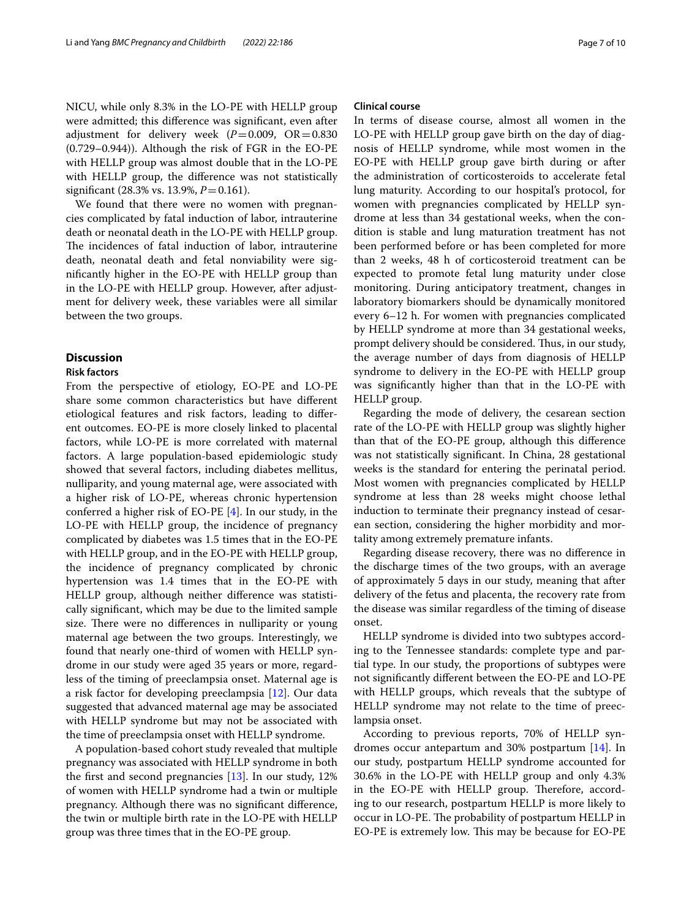NICU, while only 8.3% in the LO-PE with HELLP group were admitted; this difference was significant, even after adjustment for delivery week ($P=0.009$, OR $=0.830$ (0.729–0.944)). Although the risk of FGR in the EO-PE with HELLP group was almost double that in the LO-PE with HELLP group, the difference was not statistically significant (28.3% vs. 13.9%, $P=0.161$).

We found that there were no women with pregnancies complicated by fatal induction of labor, intrauterine death or neonatal death in the LO-PE with HELLP group. The incidences of fatal induction of labor, intrauterine death, neonatal death and fetal nonviability were significantly higher in the EO-PE with HELLP group than in the LO-PE with HELLP group. However, after adjustment for delivery week, these variables were all similar between the two groups.

## Discussion

### Risk factors

From the perspective of etiology, EO-PE and LO-PE share some common characteristics but have different etiological features and risk factors, leading to different outcomes. EO-PE is more closely linked to placental factors, while LO-PE is more correlated with maternal factors. A large population-based epidemiologic study showed that several factors, including diabetes mellitus, nulliparity, and young maternal age, were associated with a higher risk of LO-PE, whereas chronic hypertension conferred a higher risk of EO-PE [4]. In our study, in the LO-PE with HELLP group, the incidence of pregnancy complicated by diabetes was 1.5 times that in the EO-PE with HELLP group, and in the EO-PE with HELLP group, the incidence of pregnancy complicated by chronic hypertension was 1.4 times that in the EO-PE with HELLP group, although neither difference was statistically significant, which may be due to the limited sample size. There were no differences in nulliparity or young maternal age between the two groups. Interestingly, we found that nearly one-third of women with HELLP syndrome in our study were aged 35 years or more, regardless of the timing of preeclampsia onset. Maternal age is a risk factor for developing preeclampsia [12]. Our data suggested that advanced maternal age may be associated with HELLP syndrome but may not be associated with the time of preeclampsia onset with HELLP syndrome.

A population-based cohort study revealed that multiple pregnancy was associated with HELLP syndrome in both the first and second pregnancies [13]. In our study, 12% of women with HELLP syndrome had a twin or multiple pregnancy. Although there was no significant difference, the twin or multiple birth rate in the LO-PE with HELLP group was three times that in the EO-PE group.

### Clinical course

In terms of disease course, almost all women in the LO-PE with HELLP group gave birth on the day of diagnosis of HELLP syndrome, while most women in the EO-PE with HELLP group gave birth during or after the administration of corticosteroids to accelerate fetal lung maturity. According to our hospital's protocol, for women with pregnancies complicated by HELLP syndrome at less than 34 gestational weeks, when the condition is stable and lung maturation treatment has not been performed before or has been completed for more than 2 weeks, 48 h of corticosteroid treatment can be expected to promote fetal lung maturity under close monitoring. During anticipatory treatment, changes in laboratory biomarkers should be dynamically monitored every 6–12 h. For women with pregnancies complicated by HELLP syndrome at more than 34 gestational weeks, prompt delivery should be considered. Thus, in our study, the average number of days from diagnosis of HELLP syndrome to delivery in the EO-PE with HELLP group was significantly higher than that in the LO-PE with HELLP group.

Regarding the mode of delivery, the cesarean section rate of the LO-PE with HELLP group was slightly higher than that of the EO-PE group, although this difference was not statistically significant. In China, 28 gestational weeks is the standard for entering the perinatal period. Most women with pregnancies complicated by HELLP syndrome at less than 28 weeks might choose lethal induction to terminate their pregnancy instead of cesarean section, considering the higher morbidity and mortality among extremely premature infants.

Regarding disease recovery, there was no difference in the discharge times of the two groups, with an average of approximately 5 days in our study, meaning that after delivery of the fetus and placenta, the recovery rate from the disease was similar regardless of the timing of disease onset.

HELLP syndrome is divided into two subtypes according to the Tennessee standards: complete type and partial type. In our study, the proportions of subtypes were not significantly different between the EO-PE and LO-PE with HELLP groups, which reveals that the subtype of HELLP syndrome may not relate to the time of preeclampsia onset.

According to previous reports, 70% of HELLP syndromes occur antepartum and 30% postpartum [14]. In our study, postpartum HELLP syndrome accounted for 30.6% in the LO-PE with HELLP group and only 4.3% in the EO-PE with HELLP group. Therefore, according to our research, postpartum HELLP is more likely to occur in LO-PE. The probability of postpartum HELLP in EO-PE is extremely low. This may be because for EO-PE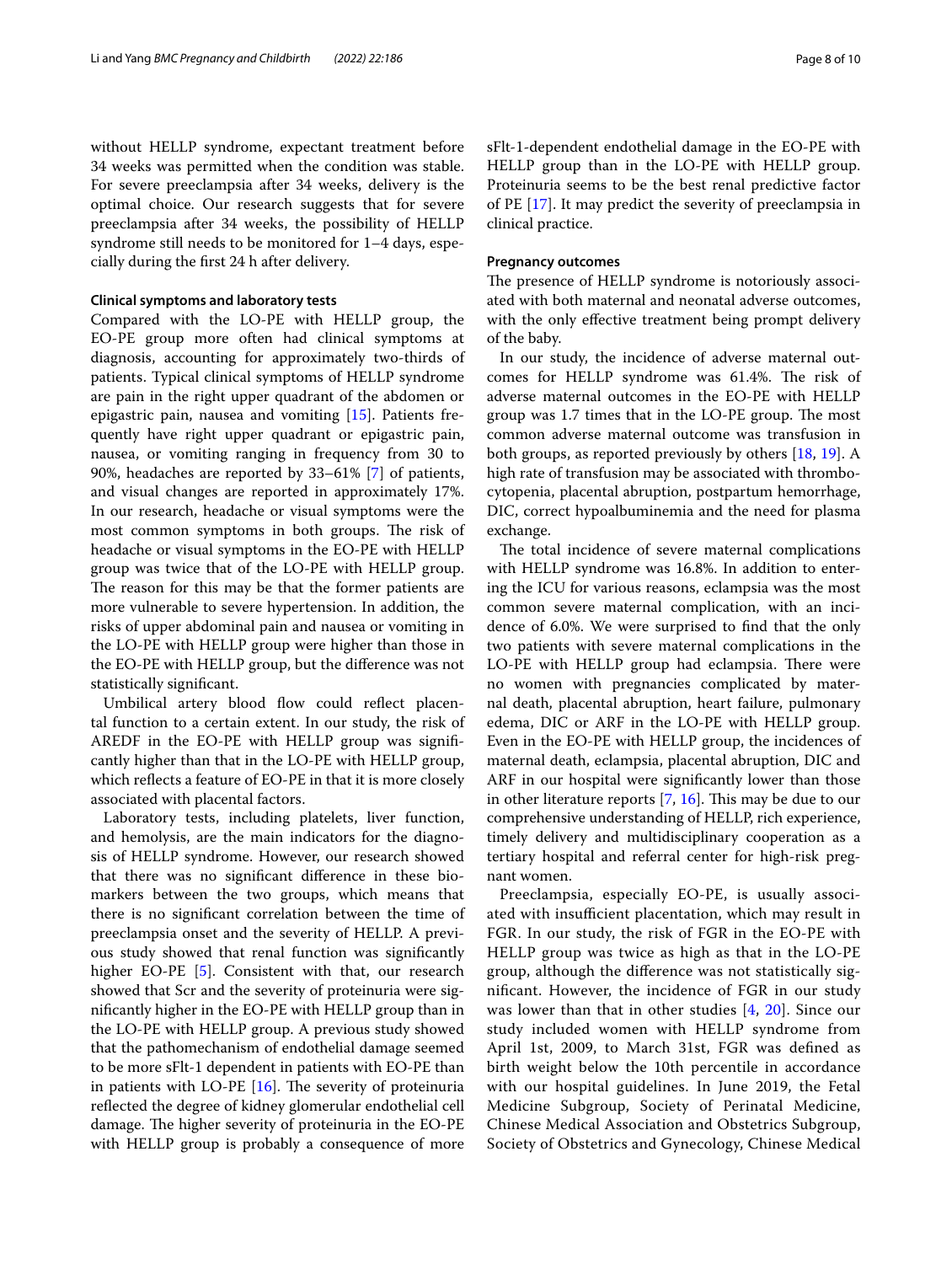without HELLP syndrome, expectant treatment before 34 weeks was permitted when the condition was stable. For severe preeclampsia after 34 weeks, delivery is the optimal choice. Our research suggests that for severe preeclampsia after 34 weeks, the possibility of HELLP syndrome still needs to be monitored for 1–4 days, especially during the first 24 h after delivery.

### Clinical symptoms and laboratory tests

Compared with the LO-PE with HELLP group, the EO-PE group more often had clinical symptoms at diagnosis, accounting for approximately two-thirds of patients. Typical clinical symptoms of HELLP syndrome are pain in the right upper quadrant of the abdomen or epigastric pain, nausea and vomiting [15]. Patients frequently have right upper quadrant or epigastric pain, nausea, or vomiting ranging in frequency from 30 to 90%, headaches are reported by 33–61% [7] of patients, and visual changes are reported in approximately 17%. In our research, headache or visual symptoms were the most common symptoms in both groups. The risk of headache or visual symptoms in the EO-PE with HELLP group was twice that of the LO-PE with HELLP group. The reason for this may be that the former patients are more vulnerable to severe hypertension. In addition, the risks of upper abdominal pain and nausea or vomiting in the LO-PE with HELLP group were higher than those in the EO-PE with HELLP group, but the difference was not statistically significant.

Umbilical artery blood flow could reflect placental function to a certain extent. In our study, the risk of AREDF in the EO-PE with HELLP group was significantly higher than that in the LO-PE with HELLP group, which reflects a feature of EO-PE in that it is more closely associated with placental factors.

Laboratory tests, including platelets, liver function, and hemolysis, are the main indicators for the diagnosis of HELLP syndrome. However, our research showed that there was no significant difference in these biomarkers between the two groups, which means that there is no significant correlation between the time of preeclampsia onset and the severity of HELLP. A previous study showed that renal function was significantly higher EO-PE [5]. Consistent with that, our research showed that Scr and the severity of proteinuria were significantly higher in the EO-PE with HELLP group than in the LO-PE with HELLP group. A previous study showed that the pathomechanism of endothelial damage seemed to be more sFlt-1 dependent in patients with EO-PE than in patients with LO-PE [16]. The severity of proteinuria reflected the degree of kidney glomerular endothelial cell damage. The higher severity of proteinuria in the EO-PE with HELLP group is probably a consequence of more sFlt-1-dependent endothelial damage in the EO-PE with HELLP group than in the LO-PE with HELLP group. Proteinuria seems to be the best renal predictive factor of PE [17]. It may predict the severity of preeclampsia in clinical practice.

### Pregnancy outcomes

The presence of HELLP syndrome is notoriously associated with both maternal and neonatal adverse outcomes, with the only effective treatment being prompt delivery of the baby.

In our study, the incidence of adverse maternal outcomes for HELLP syndrome was 61.4%. The risk of adverse maternal outcomes in the EO-PE with HELLP group was 1.7 times that in the LO-PE group. The most common adverse maternal outcome was transfusion in both groups, as reported previously by others [18, 19]. A high rate of transfusion may be associated with thrombocytopenia, placental abruption, postpartum hemorrhage, DIC, correct hypoalbuminemia and the need for plasma exchange.

The total incidence of severe maternal complications with HELLP syndrome was 16.8%. In addition to entering the ICU for various reasons, eclampsia was the most common severe maternal complication, with an incidence of 6.0%. We were surprised to find that the only two patients with severe maternal complications in the LO-PE with HELLP group had eclampsia. There were no women with pregnancies complicated by maternal death, placental abruption, heart failure, pulmonary edema, DIC or ARF in the LO-PE with HELLP group. Even in the EO-PE with HELLP group, the incidences of maternal death, eclampsia, placental abruption, DIC and ARF in our hospital were significantly lower than those in other literature reports [7, 16]. This may be due to our comprehensive understanding of HELLP, rich experience, timely delivery and multidisciplinary cooperation as a tertiary hospital and referral center for high-risk pregnant women.

Preeclampsia, especially EO-PE, is usually associated with insufficient placentation, which may result in FGR. In our study, the risk of FGR in the EO-PE with HELLP group was twice as high as that in the LO-PE group, although the difference was not statistically significant. However, the incidence of FGR in our study was lower than that in other studies [4, 20]. Since our study included women with HELLP syndrome from April 1st, 2009, to March 31st, FGR was defined as birth weight below the 10th percentile in accordance with our hospital guidelines. In June 2019, the Fetal Medicine Subgroup, Society of Perinatal Medicine, Chinese Medical Association and Obstetrics Subgroup, Society of Obstetrics and Gynecology, Chinese Medical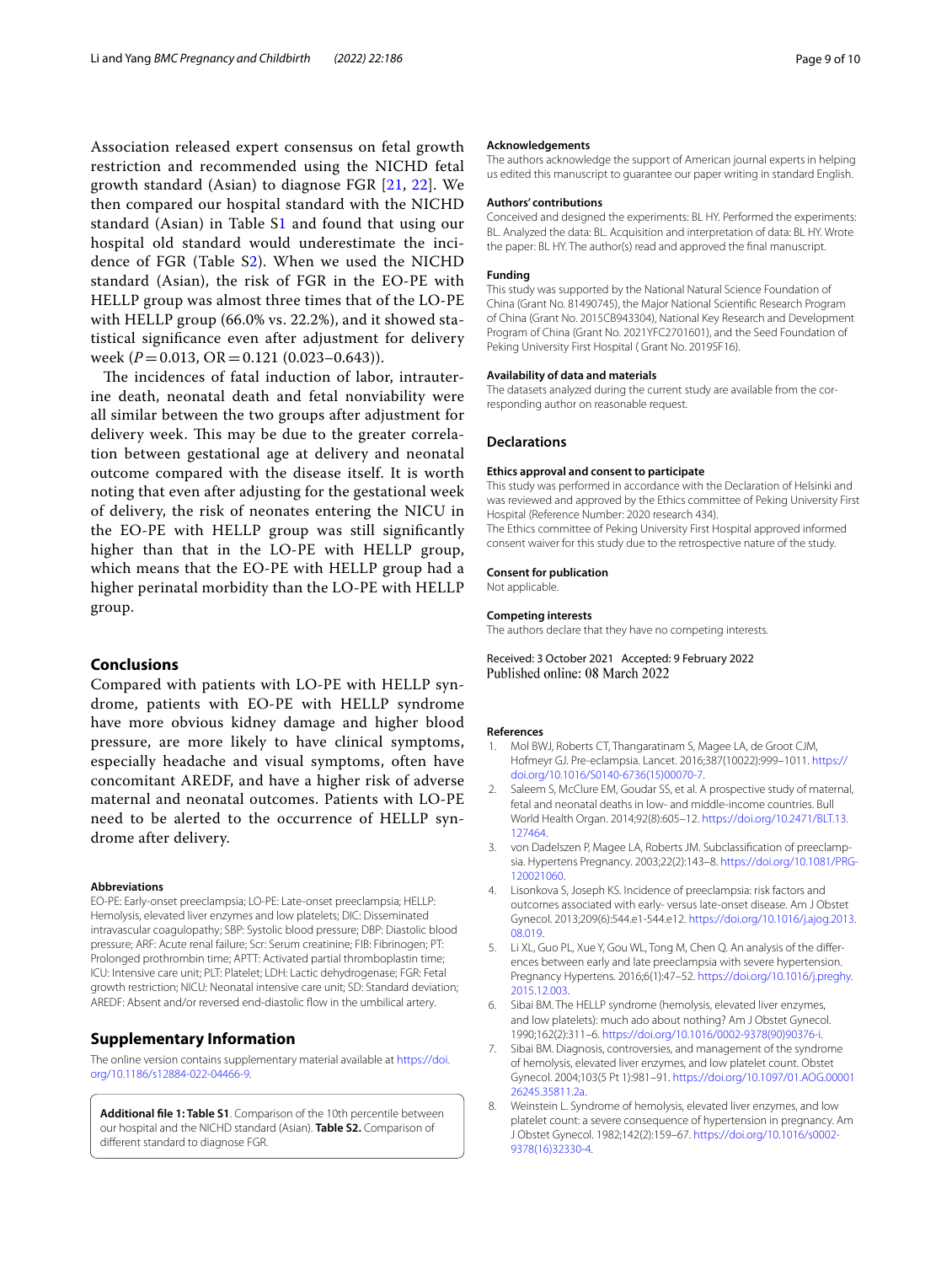Association released expert consensus on fetal growth restriction and recommended using the NICHD fetal growth standard (Asian) to diagnose FGR [21, 22]. We then compared our hospital standard with the NICHD standard (Asian) in Table S1 and found that using our hospital old standard would underestimate the incidence of FGR (Table S2). When we used the NICHD standard (Asian), the risk of FGR in the EO-PE with HELLP group was almost three times that of the LO-PE with HELLP group (66.0% vs. 22.2%), and it showed statistical significance even after adjustment for delivery week ($P=0.013$, $OR=0.121$ (0.023–0.643)).

The incidences of fatal induction of labor, intrauterine death, neonatal death and fetal nonviability were all similar between the two groups after adjustment for delivery week. This may be due to the greater correlation between gestational age at delivery and neonatal outcome compared with the disease itself. It is worth noting that even after adjusting for the gestational week of delivery, the risk of neonates entering the NICU in the EO-PE with HELLP group was still significantly higher than that in the LO-PE with HELLP group, which means that the EO-PE with HELLP group had a higher perinatal morbidity than the LO-PE with HELLP group.

## Conclusions

Compared with patients with LO-PE with HELLP syndrome, patients with EO-PE with HELLP syndrome have more obvious kidney damage and higher blood pressure, are more likely to have clinical symptoms, especially headache and visual symptoms, often have concomitant AREDF, and have a higher risk of adverse maternal and neonatal outcomes. Patients with LO-PE need to be alerted to the occurrence of HELLP syndrome after delivery.

#### Abbreviations

EO-PE: Early-onset preeclampsia; LO-PE: Late-onset preeclampsia; HELLP: Hemolysis, elevated liver enzymes and low platelets; DIC: Disseminated intravascular coagulopathy; SBP: Systolic blood pressure; DBP: Diastolic blood pressure; ARF: Acute renal failure; Scr: Serum creatinine; FIB: Fibrinogen; PT: Prolonged prothrombin time; APTT: Activated partial thromboplastin time; ICU: Intensive care unit; PLT: Platelet; LDH: Lactic dehydrogenase; FGR: Fetal growth restriction; NICU: Neonatal intensive care unit; SD: Standard deviation; AREDF: Absent and/or reversed end-diastolic flow in the umbilical artery.

## Supplementary Information

The online version contains supplementary material available at https://doi.org/10.1186/s12884-022-04466-9.

**Additional file 1: Table S1**. Comparison of the 10th percentile between our hospital and the NICHD standard (Asian). **Table S2.** Comparison of different standard to diagnose FGR.

#### Acknowledgements

The authors acknowledge the support of American journal experts in helping us edited this manuscript to guarantee our paper writing in standard English.

#### Authors' contributions

Conceived and designed the experiments: BL HY. Performed the experiments: BL. Analyzed the data: BL. Acquisition and interpretation of data: BL HY. Wrote the paper: BL HY. The author(s) read and approved the final manuscript.

#### Funding

This study was supported by the National Natural Science Foundation of China (Grant No. 81490745), the Major National Scientific Research Program of China (Grant No. 2015CB943304), National Key Research and Development Program of China (Grant No. 2021YFC2701601), and the Seed Foundation of Peking University First Hospital ( Grant No. 2019SF16).

#### Availability of data and materials

The datasets analyzed during the current study are available from the corresponding author on reasonable request.

## Declarations

#### Ethics approval and consent to participate

This study was performed in accordance with the Declaration of Helsinki and was reviewed and approved by the Ethics committee of Peking University First Hospital (Reference Number: 2020 research 434).

The Ethics committee of Peking University First Hospital approved informed consent waiver for this study due to the retrospective nature of the study.

#### Consent for publication

Not applicable.

#### Competing interests

The authors declare that they have no competing interests.

Received: 3 October 2021 Accepted: 9 February 2022
Published online: 08 March 2022

#### References

1. Mol BWJ, Roberts CT, Thangaratinam S, Magee LA, de Groot CJM, Hofmeyr GJ. Pre-eclampsia. Lancet. 2016;387(10022):999–1011. https://doi.org/10.1016/S0140-6736(15)00070-7.
2. Saleem S, McClure EM, Goudar SS, et al. A prospective study of maternal, fetal and neonatal deaths in low- and middle-income countries. Bull World Health Organ. 2014;92(8):605–12. https://doi.org/10.2471/BLT.13.127464.
3. von Dadelszen P, Magee LA, Roberts JM. Subclassification of preeclampsia. Hypertens Pregnancy. 2003;22(2):143–8. https://doi.org/10.1081/PRG-120021060.
4. Lisonkova S, Joseph KS. Incidence of preeclampsia: risk factors and outcomes associated with early- versus late-onset disease. Am J Obstet Gynecol. 2013;209(6):544.e1-544.e12. https://doi.org/10.1016/j.ajog.2013.08.019.
5. Li XL, Guo PL, Xue Y, Gou WL, Tong M, Chen Q. An analysis of the differences between early and late preeclampsia with severe hypertension. Pregnancy Hypertens. 2016;6(1):47–52. https://doi.org/10.1016/j.preghy.2015.12.003.
6. Sibai BM. The HELLP syndrome (hemolysis, elevated liver enzymes, and low platelets): much ado about nothing? Am J Obstet Gynecol. 1990;162(2):311–6. https://doi.org/10.1016/0002-9378(90)90376-i.
7. Sibai BM. Diagnosis, controversies, and management of the syndrome of hemolysis, elevated liver enzymes, and low platelet count. Obstet Gynecol. 2004;103(5 Pt 1):981–91. https://doi.org/10.1097/01.AOG.0000126245.35811.2a.
8. Weinstein L. Syndrome of hemolysis, elevated liver enzymes, and low platelet count: a severe consequence of hypertension in pregnancy. Am J Obstet Gynecol. 1982;142(2):159–67. https://doi.org/10.1016/s0002-9378(16)32330-4.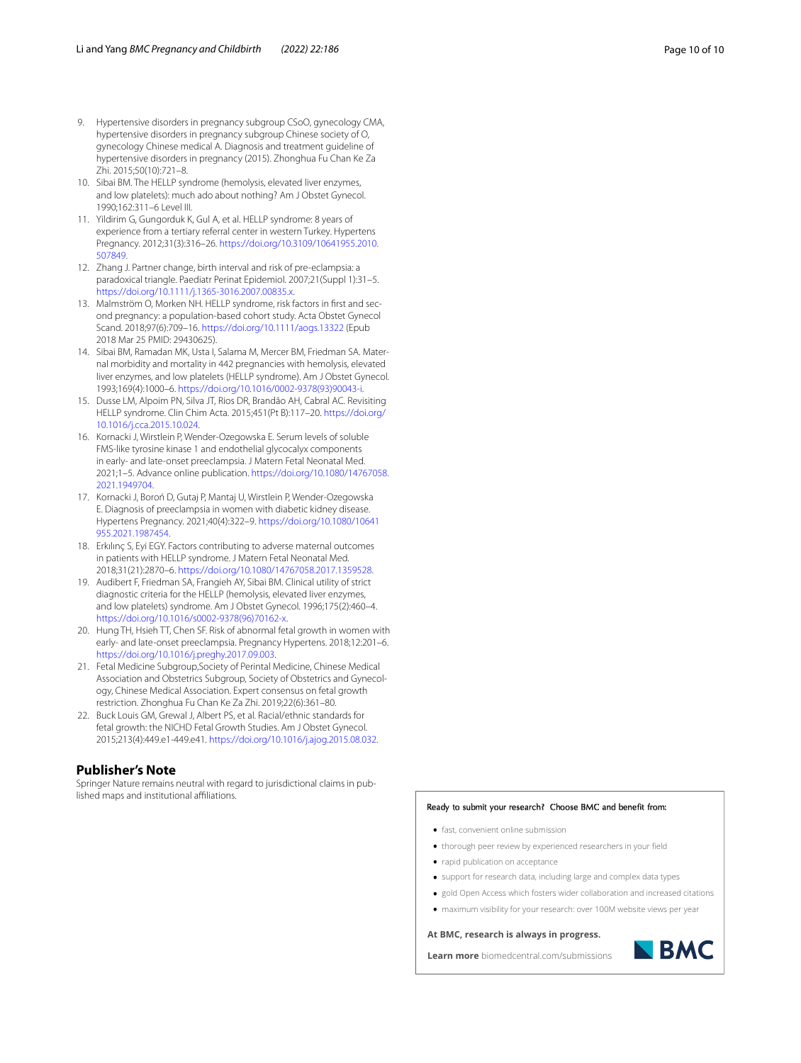9. Hypertensive disorders in pregnancy subgroup CSoO, gynecology CMA, hypertensive disorders in pregnancy subgroup Chinese society of O, gynecology Chinese medical A. Diagnosis and treatment guideline of hypertensive disorders in pregnancy (2015). Zhonghua Fu Chan Ke Za Zhi. 2015;50(10):721–8.
10. Sibai BM. The HELLP syndrome (hemolysis, elevated liver enzymes, and low platelets): much ado about nothing? Am J Obstet Gynecol. 1990;162:311–6 Level III.
11. Yildirim G, Gungorduk K, Gul A, et al. HELLP syndrome: 8 years of experience from a tertiary referral center in western Turkey. Hypertens Pregnancy. 2012;31(3):316–26. https://doi.org/10.3109/10641955.2010.507849.
12. Zhang J. Partner change, birth interval and risk of pre-eclampsia: a paradoxical triangle. Paediatr Perinat Epidemiol. 2007;21(Suppl 1):31–5. https://doi.org/10.1111/j.1365-3016.2007.00835.x.
13. Malmström O, Morken NH. HELLP syndrome, risk factors in first and second pregnancy: a population-based cohort study. Acta Obstet Gynecol Scand. 2018;97(6):709–16. https://doi.org/10.1111/aogs.13322 (Epub 2018 Mar 25 PMID: 29430625).
14. Sibai BM, Ramadan MK, Usta I, Salama M, Mercer BM, Friedman SA. Maternal morbidity and mortality in 442 pregnancies with hemolysis, elevated liver enzymes, and low platelets (HELLP syndrome). Am J Obstet Gynecol. 1993;169(4):1000–6. https://doi.org/10.1016/0002-9378(93)90043-i.
15. Dusse LM, Alpoim PN, Silva JT, Rios DR, Brandão AH, Cabral AC. Revisiting HELLP syndrome. Clin Chim Acta. 2015;451(Pt B):117–20. https://doi.org/10.1016/j.cca.2015.10.024.
16. Kornacki J, Wirstlein P, Wender-Ozegowska E. Serum levels of soluble FMS-like tyrosine kinase 1 and endothelial glycocalyx components in early- and late-onset preeclampsia. J Matern Fetal Neonatal Med. 2021;1–5. Advance online publication. https://doi.org/10.1080/14767058.2021.1949704.
17. Kornacki J, Boroń D, Gutaj P, Mantaj U, Wirstlein P, Wender-Ozegowska E. Diagnosis of preeclampsia in women with diabetic kidney disease. Hypertens Pregnancy. 2021;40(4):322–9. https://doi.org/10.1080/10641955.2021.1987454.
18. Erkılınç S, Eyi EGY. Factors contributing to adverse maternal outcomes in patients with HELLP syndrome. J Matern Fetal Neonatal Med. 2018;31(21):2870–6. https://doi.org/10.1080/14767058.2017.1359528.
19. Audibert F, Friedman SA, Frangieh AY, Sibai BM. Clinical utility of strict diagnostic criteria for the HELLP (hemolysis, elevated liver enzymes, and low platelets) syndrome. Am J Obstet Gynecol. 1996;175(2):460–4. https://doi.org/10.1016/s0002-9378(96)70162-x.
20. Hung TH, Hsieh TT, Chen SF. Risk of abnormal fetal growth in women with early- and late-onset preeclampsia. Pregnancy Hypertens. 2018;12:201–6. https://doi.org/10.1016/j.preghy.2017.09.003.
21. Fetal Medicine Subgroup,Society of Perintal Medicine, Chinese Medical Association and Obstetrics Subgroup, Society of Obstetrics and Gynecology, Chinese Medical Association. Expert consensus on fetal growth restriction. Zhonghua Fu Chan Ke Za Zhi. 2019;22(6):361–80.
22. Buck Louis GM, Grewal J, Albert PS, et al. Racial/ethnic standards for fetal growth: the NICHD Fetal Growth Studies. Am J Obstet Gynecol. 2015;213(4):449.e1-449.e41. https://doi.org/10.1016/j.ajog.2015.08.032.

## Publisher's Note

Springer Nature remains neutral with regard to jurisdictional claims in published maps and institutional affiliations.

Ready to submit your research? Choose BMC and benefit from:

- fast, convenient online submission
- thorough peer review by experienced researchers in your field
- rapid publication on acceptance
- support for research data, including large and complex data types
- gold Open Access which fosters wider collaboration and increased citations
- maximum visibility for your research: over 100M website views per year

**At BMC, research is always in progress.**

**Learn more** biomedcentral.com/submissions

BMC